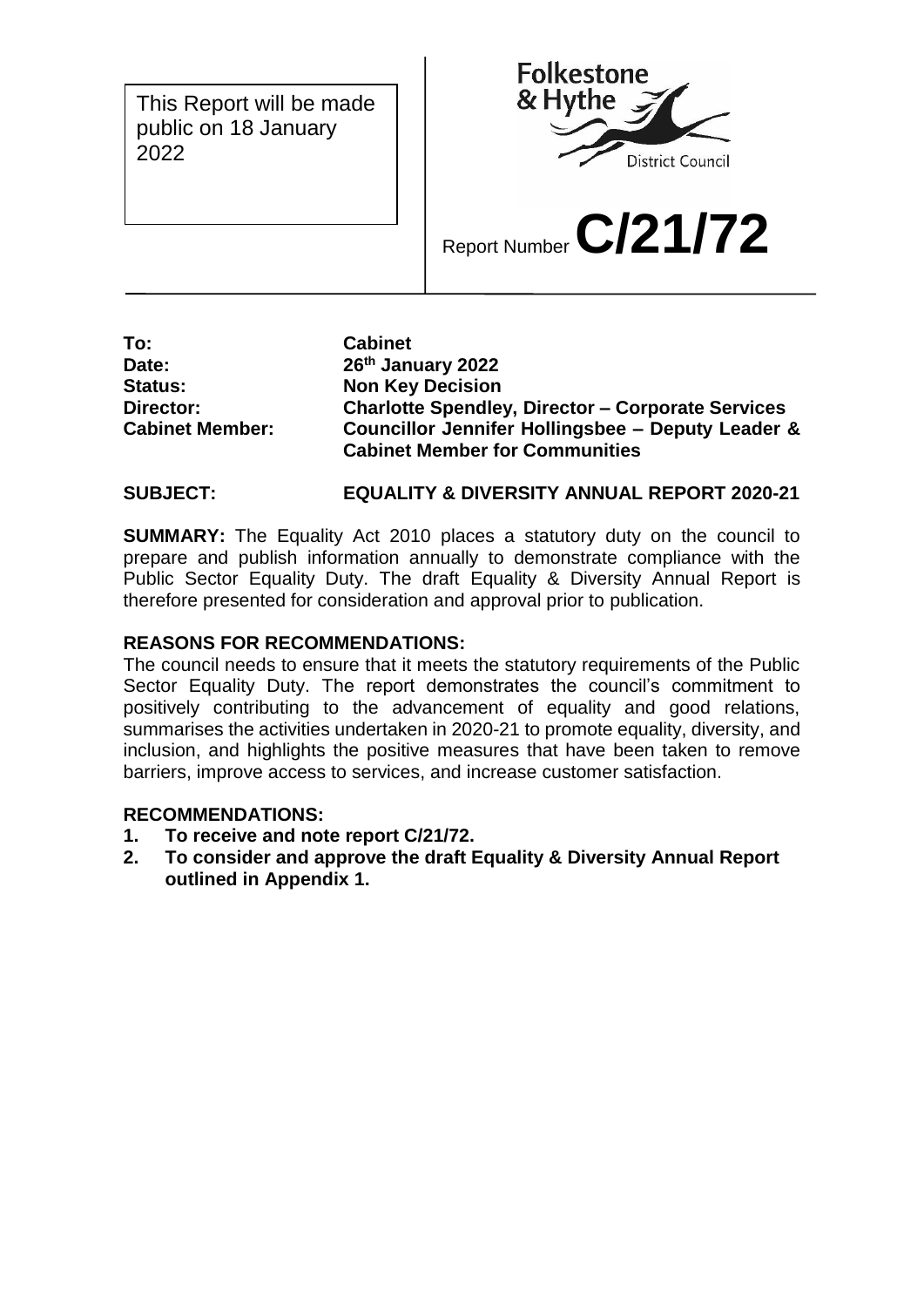This Report will be made public on 18 January 2022

Folkestone & Hythe District Council

Report Number **C/21/72**

| | |
|---|---|
| **To:** | **Cabinet** |
| **Date:** | **26th January 2022** |
| **Status:** | **Non Key Decision** |
| **Director:** | **Charlotte Spendley, Director – Corporate Services** |
| **Cabinet Member:** | **Councillor Jennifer Hollingsbee – Deputy Leader & Cabinet Member for Communities** |

**SUBJECT: EQUALITY & DIVERSITY ANNUAL REPORT 2020-21**

**SUMMARY:** The Equality Act 2010 places a statutory duty on the council to prepare and publish information annually to demonstrate compliance with the Public Sector Equality Duty. The draft Equality & Diversity Annual Report is therefore presented for consideration and approval prior to publication.

**REASONS FOR RECOMMENDATIONS:**

The council needs to ensure that it meets the statutory requirements of the Public Sector Equality Duty. The report demonstrates the council's commitment to positively contributing to the advancement of equality and good relations, summarises the activities undertaken in 2020-21 to promote equality, diversity, and inclusion, and highlights the positive measures that have been taken to remove barriers, improve access to services, and increase customer satisfaction.

**RECOMMENDATIONS:**

1. **To receive and note report C/21/72.**
2. **To consider and approve the draft Equality & Diversity Annual Report outlined in Appendix 1.**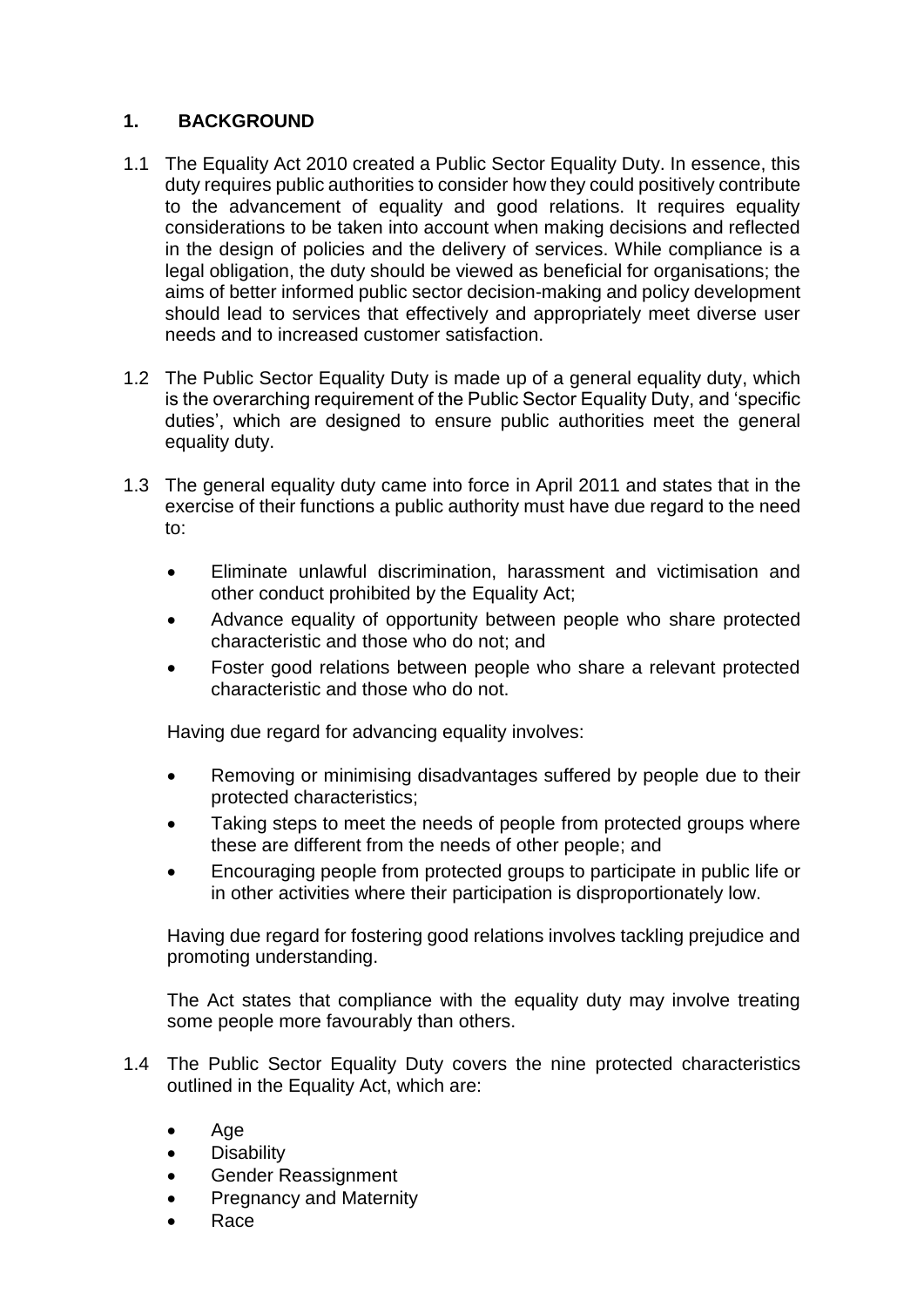## 1. BACKGROUND

1.1 The Equality Act 2010 created a Public Sector Equality Duty. In essence, this duty requires public authorities to consider how they could positively contribute to the advancement of equality and good relations. It requires equality considerations to be taken into account when making decisions and reflected in the design of policies and the delivery of services. While compliance is a legal obligation, the duty should be viewed as beneficial for organisations; the aims of better informed public sector decision-making and policy development should lead to services that effectively and appropriately meet diverse user needs and to increased customer satisfaction.

1.2 The Public Sector Equality Duty is made up of a general equality duty, which is the overarching requirement of the Public Sector Equality Duty, and 'specific duties', which are designed to ensure public authorities meet the general equality duty.

1.3 The general equality duty came into force in April 2011 and states that in the exercise of their functions a public authority must have due regard to the need to:

- Eliminate unlawful discrimination, harassment and victimisation and other conduct prohibited by the Equality Act;
- Advance equality of opportunity between people who share protected characteristic and those who do not; and
- Foster good relations between people who share a relevant protected characteristic and those who do not.

Having due regard for advancing equality involves:

- Removing or minimising disadvantages suffered by people due to their protected characteristics;
- Taking steps to meet the needs of people from protected groups where these are different from the needs of other people; and
- Encouraging people from protected groups to participate in public life or in other activities where their participation is disproportionately low.

Having due regard for fostering good relations involves tackling prejudice and promoting understanding.

The Act states that compliance with the equality duty may involve treating some people more favourably than others.

1.4 The Public Sector Equality Duty covers the nine protected characteristics outlined in the Equality Act, which are:

- Age
- Disability
- Gender Reassignment
- Pregnancy and Maternity
- Race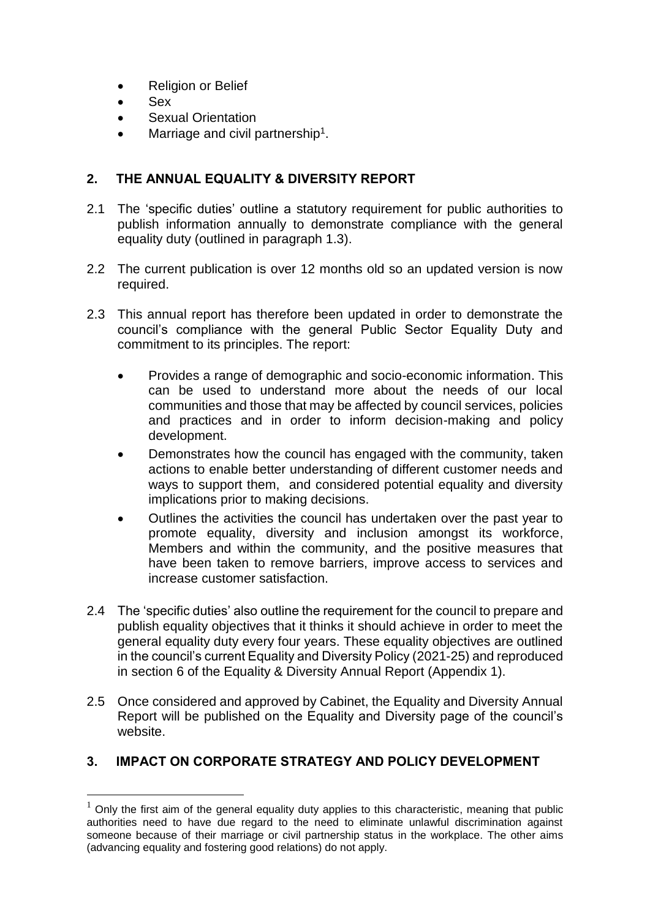- Religion or Belief
- Sex
- Sexual Orientation
- Marriage and civil partnership[1].

## 2. THE ANNUAL EQUALITY & DIVERSITY REPORT

2.1 The 'specific duties' outline a statutory requirement for public authorities to publish information annually to demonstrate compliance with the general equality duty (outlined in paragraph 1.3).

2.2 The current publication is over 12 months old so an updated version is now required.

2.3 This annual report has therefore been updated in order to demonstrate the council's compliance with the general Public Sector Equality Duty and commitment to its principles. The report:

- Provides a range of demographic and socio-economic information. This can be used to understand more about the needs of our local communities and those that may be affected by council services, policies and practices and in order to inform decision-making and policy development.
- Demonstrates how the council has engaged with the community, taken actions to enable better understanding of different customer needs and ways to support them, and considered potential equality and diversity implications prior to making decisions.
- Outlines the activities the council has undertaken over the past year to promote equality, diversity and inclusion amongst its workforce, Members and within the community, and the positive measures that have been taken to remove barriers, improve access to services and increase customer satisfaction.

2.4 The 'specific duties' also outline the requirement for the council to prepare and publish equality objectives that it thinks it should achieve in order to meet the general equality duty every four years. These equality objectives are outlined in the council's current Equality and Diversity Policy (2021-25) and reproduced in section 6 of the Equality & Diversity Annual Report (Appendix 1).

2.5 Once considered and approved by Cabinet, the Equality and Diversity Annual Report will be published on the Equality and Diversity page of the council's website.

## 3. IMPACT ON CORPORATE STRATEGY AND POLICY DEVELOPMENT

[1] Only the first aim of the general equality duty applies to this characteristic, meaning that public authorities need to have due regard to the need to eliminate unlawful discrimination against someone because of their marriage or civil partnership status in the workplace. The other aims (advancing equality and fostering good relations) do not apply.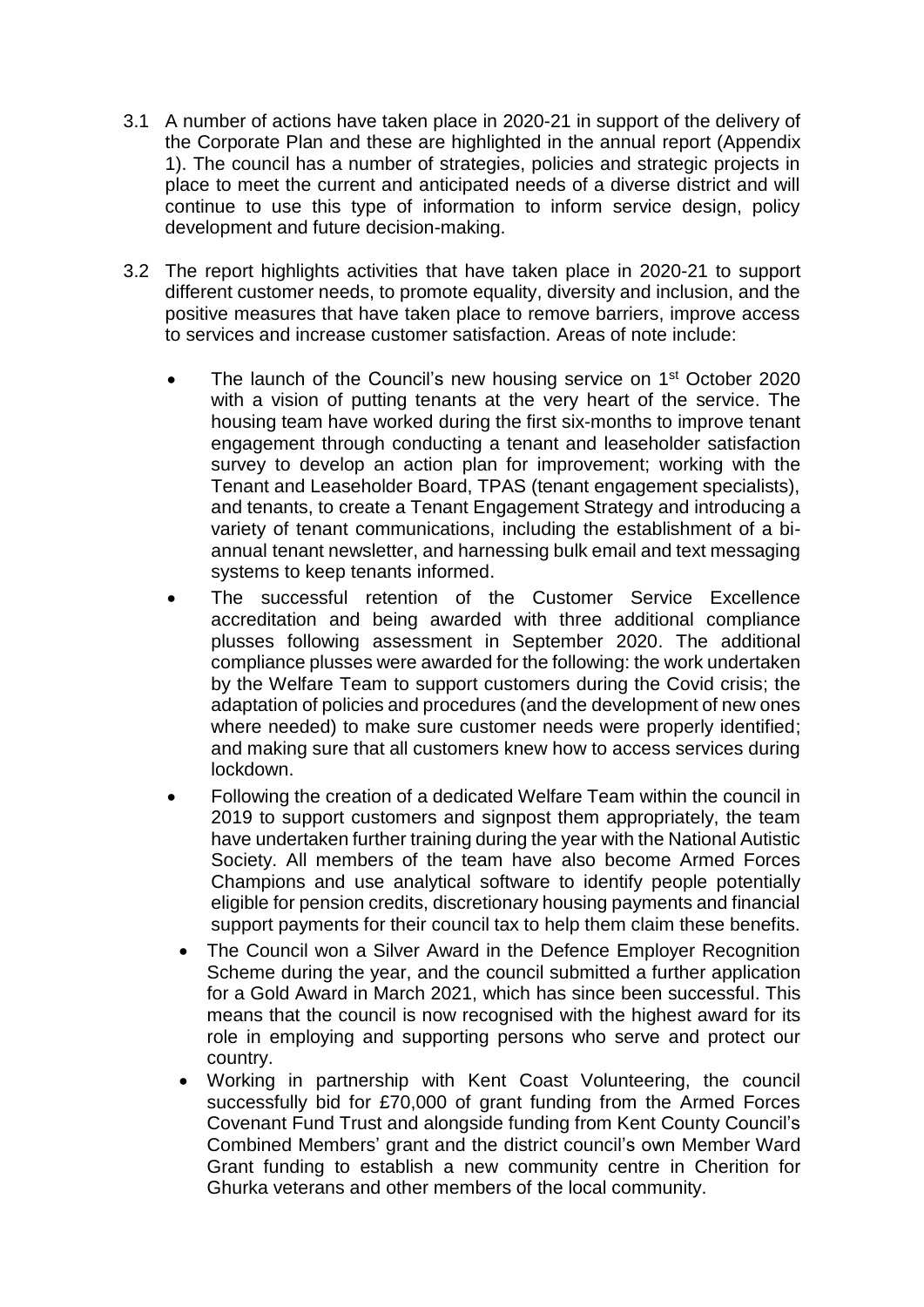3.1 A number of actions have taken place in 2020-21 in support of the delivery of the Corporate Plan and these are highlighted in the annual report (Appendix 1). The council has a number of strategies, policies and strategic projects in place to meet the current and anticipated needs of a diverse district and will continue to use this type of information to inform service design, policy development and future decision-making.

3.2 The report highlights activities that have taken place in 2020-21 to support different customer needs, to promote equality, diversity and inclusion, and the positive measures that have taken place to remove barriers, improve access to services and increase customer satisfaction. Areas of note include:

- The launch of the Council's new housing service on 1st October 2020 with a vision of putting tenants at the very heart of the service. The housing team have worked during the first six-months to improve tenant engagement through conducting a tenant and leaseholder satisfaction survey to develop an action plan for improvement; working with the Tenant and Leaseholder Board, TPAS (tenant engagement specialists), and tenants, to create a Tenant Engagement Strategy and introducing a variety of tenant communications, including the establishment of a bi-annual tenant newsletter, and harnessing bulk email and text messaging systems to keep tenants informed.
- The successful retention of the Customer Service Excellence accreditation and being awarded with three additional compliance plusses following assessment in September 2020. The additional compliance plusses were awarded for the following: the work undertaken by the Welfare Team to support customers during the Covid crisis; the adaptation of policies and procedures (and the development of new ones where needed) to make sure customer needs were properly identified; and making sure that all customers knew how to access services during lockdown.
- Following the creation of a dedicated Welfare Team within the council in 2019 to support customers and signpost them appropriately, the team have undertaken further training during the year with the National Autistic Society. All members of the team have also become Armed Forces Champions and use analytical software to identify people potentially eligible for pension credits, discretionary housing payments and financial support payments for their council tax to help them claim these benefits.
- The Council won a Silver Award in the Defence Employer Recognition Scheme during the year, and the council submitted a further application for a Gold Award in March 2021, which has since been successful. This means that the council is now recognised with the highest award for its role in employing and supporting persons who serve and protect our country.
- Working in partnership with Kent Coast Volunteering, the council successfully bid for £70,000 of grant funding from the Armed Forces Covenant Fund Trust and alongside funding from Kent County Council's Combined Members' grant and the district council's own Member Ward Grant funding to establish a new community centre in Cheriton for Ghurka veterans and other members of the local community.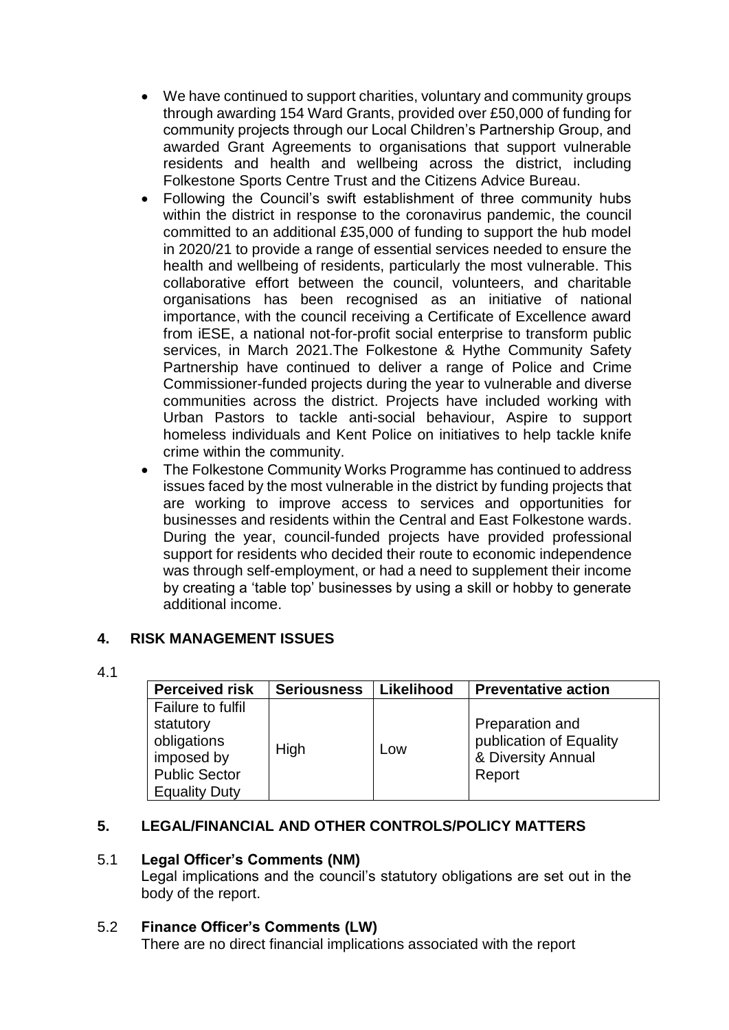- We have continued to support charities, voluntary and community groups through awarding 154 Ward Grants, provided over £50,000 of funding for community projects through our Local Children's Partnership Group, and awarded Grant Agreements to organisations that support vulnerable residents and health and wellbeing across the district, including Folkestone Sports Centre Trust and the Citizens Advice Bureau.
- Following the Council's swift establishment of three community hubs within the district in response to the coronavirus pandemic, the council committed to an additional £35,000 of funding to support the hub model in 2020/21 to provide a range of essential services needed to ensure the health and wellbeing of residents, particularly the most vulnerable. This collaborative effort between the council, volunteers, and charitable organisations has been recognised as an initiative of national importance, with the council receiving a Certificate of Excellence award from iESE, a national not-for-profit social enterprise to transform public services, in March 2021.The Folkestone & Hythe Community Safety Partnership have continued to deliver a range of Police and Crime Commissioner-funded projects during the year to vulnerable and diverse communities across the district. Projects have included working with Urban Pastors to tackle anti-social behaviour, Aspire to support homeless individuals and Kent Police on initiatives to help tackle knife crime within the community.
- The Folkestone Community Works Programme has continued to address issues faced by the most vulnerable in the district by funding projects that are working to improve access to services and opportunities for businesses and residents within the Central and East Folkestone wards. During the year, council-funded projects have provided professional support for residents who decided their route to economic independence was through self-employment, or had a need to supplement their income by creating a 'table top' businesses by using a skill or hobby to generate additional income.

## 4. RISK MANAGEMENT ISSUES

4.1

| Perceived risk | Seriousness | Likelihood | Preventative action |
|---|---|---|---|
| Failure to fulfil statutory obligations imposed by Public Sector Equality Duty | High | Low | Preparation and publication of Equality & Diversity Annual Report |

## 5. LEGAL/FINANCIAL AND OTHER CONTROLS/POLICY MATTERS

5.1 **Legal Officer's Comments (NM)**

Legal implications and the council's statutory obligations are set out in the body of the report.

5.2 **Finance Officer's Comments (LW)**

There are no direct financial implications associated with the report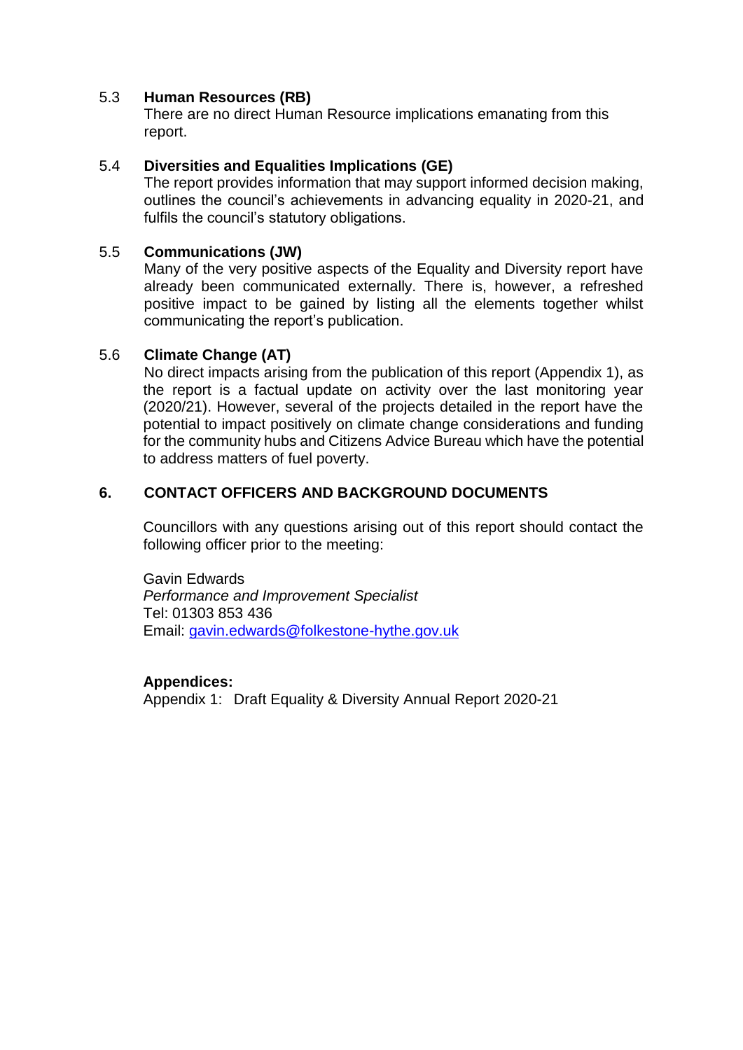5.3 **Human Resources (RB)**

There are no direct Human Resource implications emanating from this report.

5.4 **Diversities and Equalities Implications (GE)**

The report provides information that may support informed decision making, outlines the council's achievements in advancing equality in 2020-21, and fulfils the council's statutory obligations.

5.5 **Communications (JW)**

Many of the very positive aspects of the Equality and Diversity report have already been communicated externally. There is, however, a refreshed positive impact to be gained by listing all the elements together whilst communicating the report's publication.

5.6 **Climate Change (AT)**

No direct impacts arising from the publication of this report (Appendix 1), as the report is a factual update on activity over the last monitoring year (2020/21). However, several of the projects detailed in the report have the potential to impact positively on climate change considerations and funding for the community hubs and Citizens Advice Bureau which have the potential to address matters of fuel poverty.

## 6. CONTACT OFFICERS AND BACKGROUND DOCUMENTS

Councillors with any questions arising out of this report should contact the following officer prior to the meeting:

Gavin Edwards
*Performance and Improvement Specialist*
Tel: 01303 853 436
Email: gavin.edwards@folkestone-hythe.gov.uk

**Appendices:**
Appendix 1: Draft Equality & Diversity Annual Report 2020-21